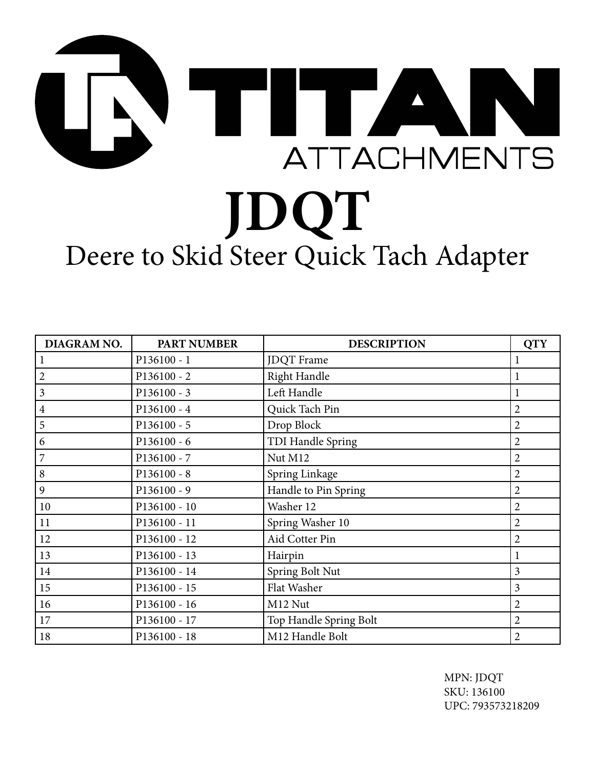# TITAN ATTACHMENTS

# JDQT

## Deere to Skid Steer Quick Tach Adapter

| DIAGRAM NO. | PART NUMBER | DESCRIPTION | QTY |
|---|---|---|---|
| 1 | P136100 - 1 | JDQT Frame | 1 |
| 2 | P136100 - 2 | Right Handle | 1 |
| 3 | P136100 - 3 | Left Handle | 1 |
| 4 | P136100 - 4 | Quick Tach Pin | 2 |
| 5 | P136100 - 5 | Drop Block | 2 |
| 6 | P136100 - 6 | TDI Handle Spring | 2 |
| 7 | P136100 - 7 | Nut M12 | 2 |
| 8 | P136100 - 8 | Spring Linkage | 2 |
| 9 | P136100 - 9 | Handle to Pin Spring | 2 |
| 10 | P136100 - 10 | Washer 12 | 2 |
| 11 | P136100 - 11 | Spring Washer 10 | 2 |
| 12 | P136100 - 12 | Aid Cotter Pin | 2 |
| 13 | P136100 - 13 | Hairpin | 1 |
| 14 | P136100 - 14 | Spring Bolt Nut | 3 |
| 15 | P136100 - 15 | Flat Washer | 3 |
| 16 | P136100 - 16 | M12 Nut | 2 |
| 17 | P136100 - 17 | Top Handle Spring Bolt | 2 |
| 18 | P136100 - 18 | M12 Handle Bolt | 2 |

MPN: JDQT
SKU: 136100
UPC: 793573218209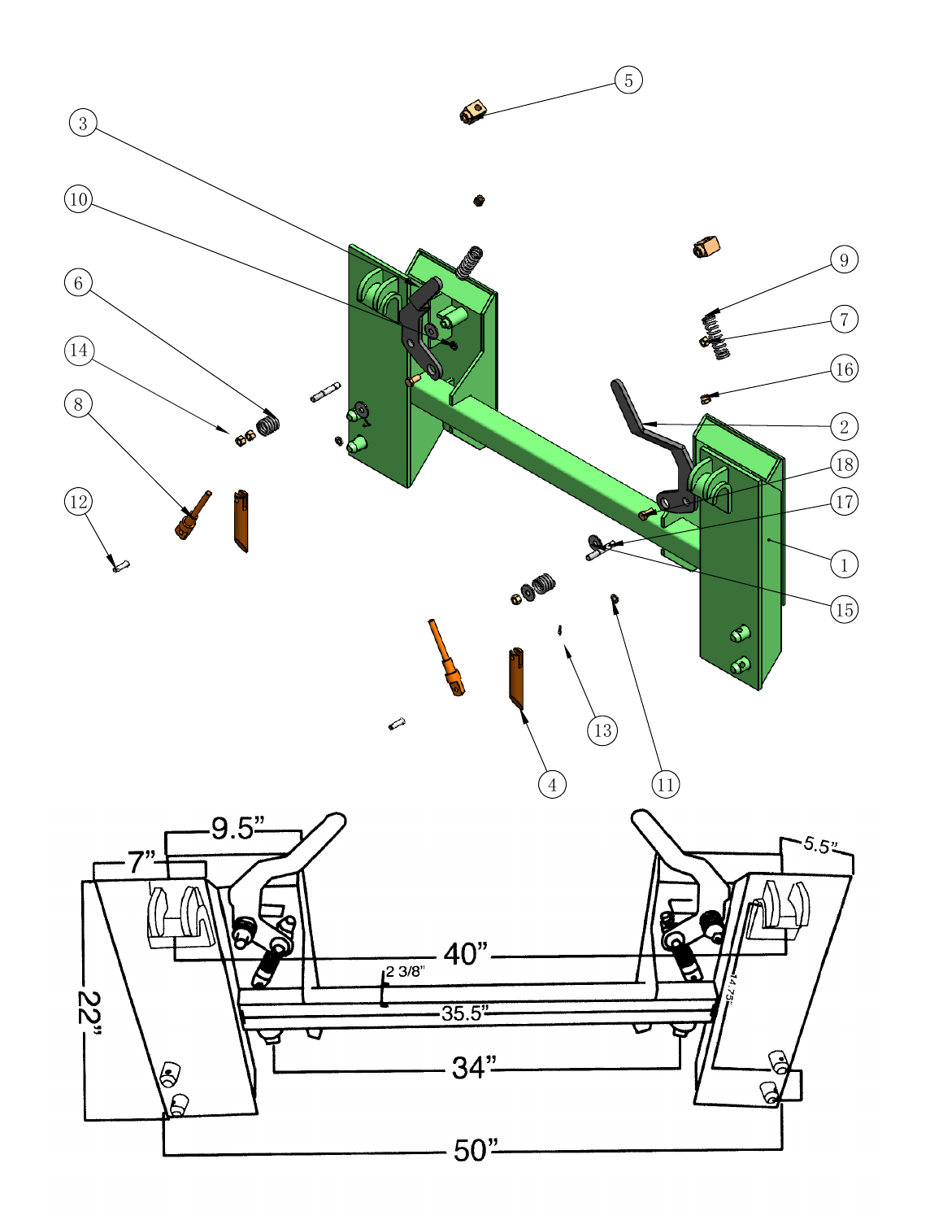5

3

10

9

6

7

14

16

8

2

18

12

17

1

15

13

4

11

9.5"

7"

5.5"

40"

2 3/8"

22"

35.5"

14.75"

34"

50"